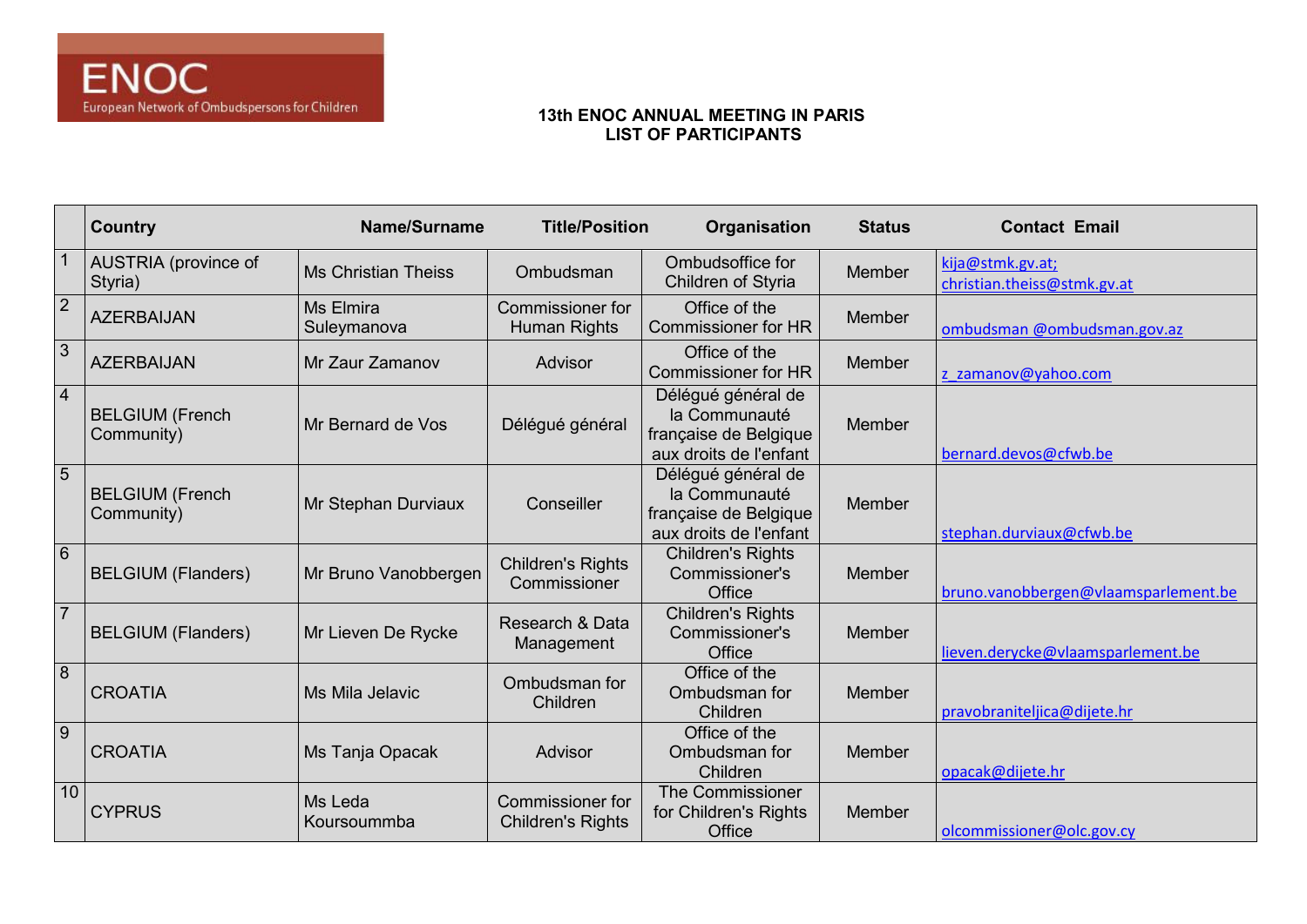ENOC
European Network of Ombudspersons for Children

# 13th ENOC ANNUAL MEETING IN PARIS
## LIST OF PARTICIPANTS

| | Country | Name/Surname | Title/Position | Organisation | Status | Contact Email |
|---|---|---|---|---|---|---|
| 1 | AUSTRIA (province of Styria) | Ms Christian Theiss | Ombudsman | Ombudsoffice for Children of Styria | Member | kija@stmk.gv.at; christian.theiss@stmk.gv.at |
| 2 | AZERBAIJAN | Ms Elmira Suleymanova | Commissioner for Human Rights | Office of the Commissioner for HR | Member | ombudsman @ombudsman.gov.az |
| 3 | AZERBAIJAN | Mr Zaur Zamanov | Advisor | Office of the Commissioner for HR | Member | z_zamanov@yahoo.com |
| 4 | BELGIUM (French Community) | Mr Bernard de Vos | Délégué général | Délégué général de la Communauté française de Belgique aux droits de l'enfant | Member | bernard.devos@cfwb.be |
| 5 | BELGIUM (French Community) | Mr Stephan Durviaux | Conseiller | Délégué général de la Communauté française de Belgique aux droits de l'enfant | Member | stephan.durviaux@cfwb.be |
| 6 | BELGIUM (Flanders) | Mr Bruno Vanobbergen | Children's Rights Commissioner | Children's Rights Commissioner's Office | Member | bruno.vanobbergen@vlaamsparlement.be |
| 7 | BELGIUM (Flanders) | Mr Lieven De Rycke | Research & Data Management | Children's Rights Commissioner's Office | Member | lieven.derycke@vlaamsparlement.be |
| 8 | CROATIA | Ms Mila Jelavic | Ombudsman for Children | Office of the Ombudsman for Children | Member | pravobraniteljica@dijete.hr |
| 9 | CROATIA | Ms Tanja Opacak | Advisor | Office of the Ombudsman for Children | Member | opacak@dijete.hr |
| 10 | CYPRUS | Ms Leda Koursoummba | Commissioner for Children's Rights | The Commissioner for Children's Rights Office | Member | olcommissioner@olc.gov.cy |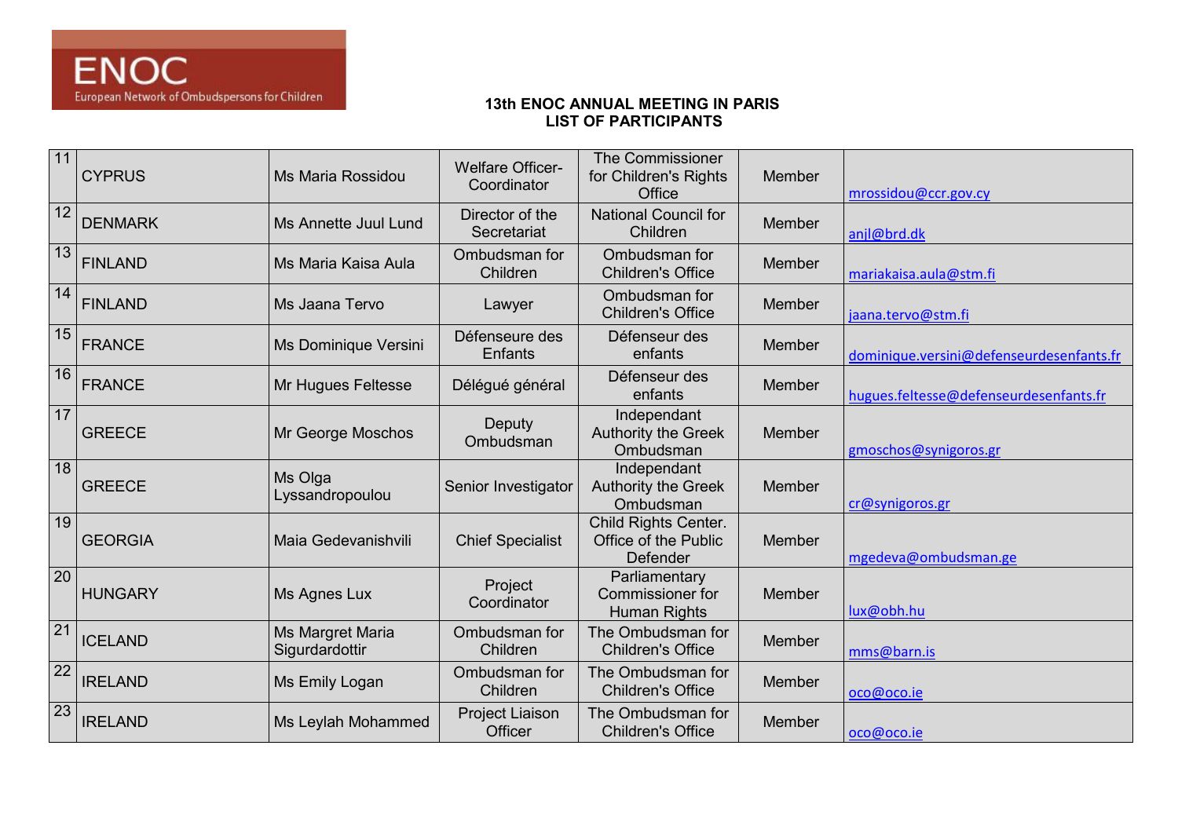ENOC
European Network of Ombudspersons for Children

**13th ENOC ANNUAL MEETING IN PARIS**
**LIST OF PARTICIPANTS**

| | | | | | | |
|---|---|---|---|---|---|---|
| 11 | CYPRUS | Ms Maria Rossidou | Welfare Officer-Coordinator | The Commissioner for Children's Rights Office | Member | mrossidou@ccr.gov.cy |
| 12 | DENMARK | Ms Annette Juul Lund | Director of the Secretariat | National Council for Children | Member | anjl@brd.dk |
| 13 | FINLAND | Ms Maria Kaisa Aula | Ombudsman for Children | Ombudsman for Children's Office | Member | mariakaisa.aula@stm.fi |
| 14 | FINLAND | Ms Jaana Tervo | Lawyer | Ombudsman for Children's Office | Member | jaana.tervo@stm.fi |
| 15 | FRANCE | Ms Dominique Versini | Défenseure des Enfants | Défenseur des enfants | Member | dominique.versini@defenseurdesenfants.fr |
| 16 | FRANCE | Mr Hugues Feltesse | Délégué général | Défenseur des enfants | Member | hugues.feltesse@defenseurdesenfants.fr |
| 17 | GREECE | Mr George Moschos | Deputy Ombudsman | Independant Authority the Greek Ombudsman | Member | gmoschos@synigoros.gr |
| 18 | GREECE | Ms Olga Lyssandropoulou | Senior Investigator | Independant Authority the Greek Ombudsman | Member | cr@synigoros.gr |
| 19 | GEORGIA | Maia Gedevanishvili | Chief Specialist | Child Rights Center. Office of the Public Defender | Member | mgedeva@ombudsman.ge |
| 20 | HUNGARY | Ms Agnes Lux | Project Coordinator | Parliamentary Commissioner for Human Rights | Member | lux@obh.hu |
| 21 | ICELAND | Ms Margret Maria Sigurdardottir | Ombudsman for Children | The Ombudsman for Children's Office | Member | mms@barn.is |
| 22 | IRELAND | Ms Emily Logan | Ombudsman for Children | The Ombudsman for Children's Office | Member | oco@oco.ie |
| 23 | IRELAND | Ms Leylah Mohammed | Project Liaison Officer | The Ombudsman for Children's Office | Member | oco@oco.ie |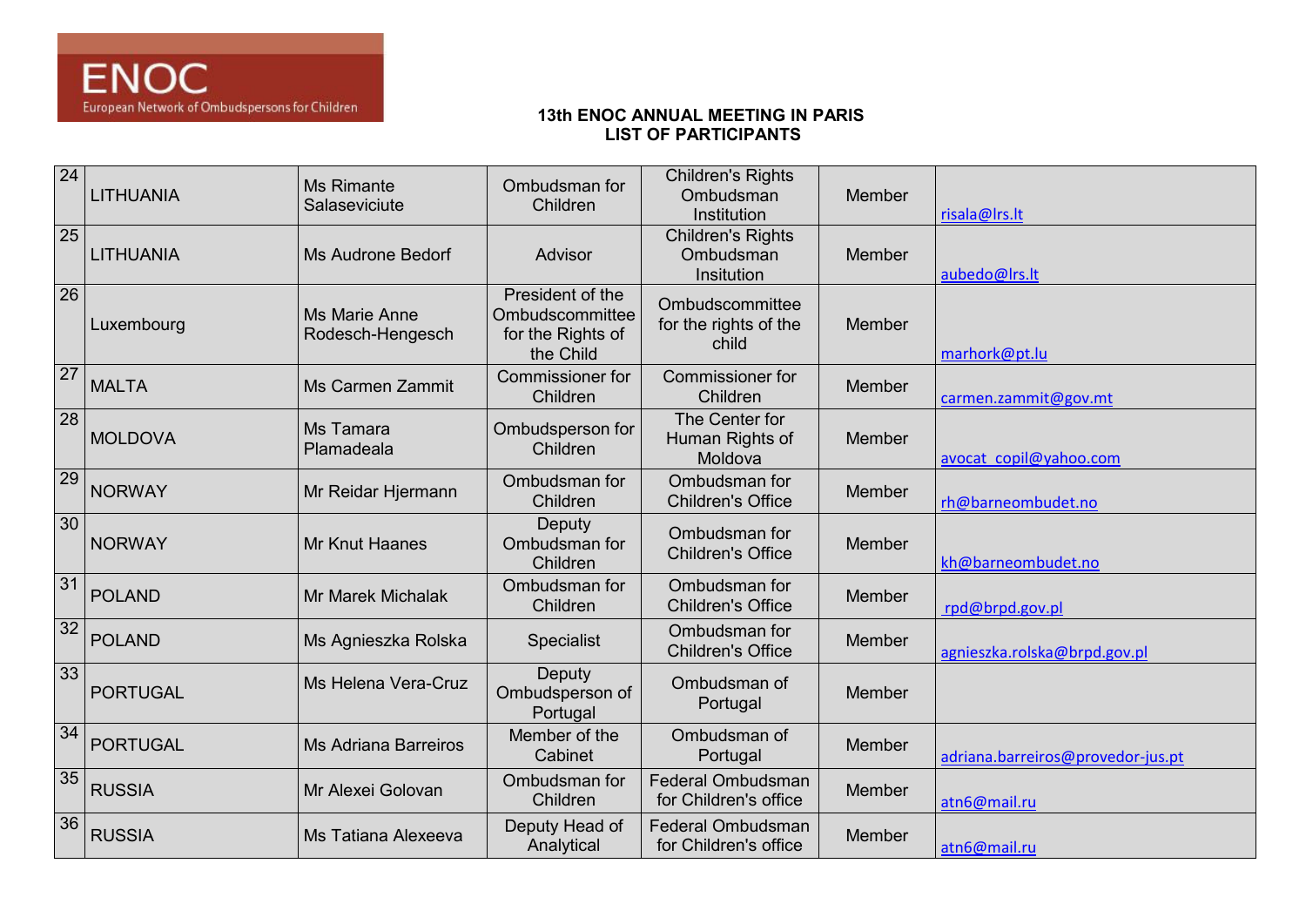**13th ENOC ANNUAL MEETING IN PARIS**
**LIST OF PARTICIPANTS**

| | | | | | | |
|---|---|---|---|---|---|---|
| 24 | LITHUANIA | Ms Rimante Salaseviciute | Ombudsman for Children | Children's Rights Ombudsman Institution | Member | risala@lrs.lt |
| 25 | LITHUANIA | Ms Audrone Bedorf | Advisor | Children's Rights Ombudsman Insitution | Member | aubedo@lrs.lt |
| 26 | Luxembourg | Ms Marie Anne Rodesch-Hengesch | President of the Ombudscommittee for the Rights of the Child | Ombudscommittee for the rights of the child | Member | marhork@pt.lu |
| 27 | MALTA | Ms Carmen Zammit | Commissioner for Children | Commissioner for Children | Member | carmen.zammit@gov.mt |
| 28 | MOLDOVA | Ms Tamara Plamadeala | Ombudsperson for Children | The Center for Human Rights of Moldova | Member | avocat_copil@yahoo.com |
| 29 | NORWAY | Mr Reidar Hjermann | Ombudsman for Children | Ombudsman for Children's Office | Member | rh@barneombudet.no |
| 30 | NORWAY | Mr Knut Haanes | Deputy Ombudsman for Children | Ombudsman for Children's Office | Member | kh@barneombudet.no |
| 31 | POLAND | Mr Marek Michalak | Ombudsman for Children | Ombudsman for Children's Office | Member | rpd@brpd.gov.pl |
| 32 | POLAND | Ms Agnieszka Rolska | Specialist | Ombudsman for Children's Office | Member | agnieszka.rolska@brpd.gov.pl |
| 33 | PORTUGAL | Ms Helena Vera-Cruz | Deputy Ombudsperson of Portugal | Ombudsman of Portugal | Member | |
| 34 | PORTUGAL | Ms Adriana Barreiros | Member of the Cabinet | Ombudsman of Portugal | Member | adriana.barreiros@provedor-jus.pt |
| 35 | RUSSIA | Mr Alexei Golovan | Ombudsman for Children | Federal Ombudsman for Children's office | Member | atn6@mail.ru |
| 36 | RUSSIA | Ms Tatiana Alexeeva | Deputy Head of Analytical | Federal Ombudsman for Children's office | Member | atn6@mail.ru |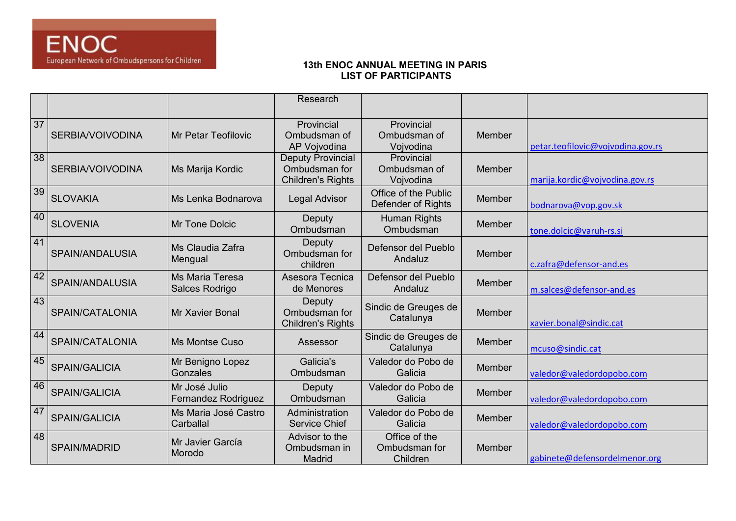**13th ENOC ANNUAL MEETING IN PARIS**
**LIST OF PARTICIPANTS**

| | | | | | | |
|---|---|---|---|---|---|---|
| | | | Research | | | |
| 37 | SERBIA/VOIVODINA | Mr Petar Teofilovic | Provincial Ombudsman of AP Vojvodina | Provincial Ombudsman of Vojvodina | Member | petar.teofilovic@vojvodina.gov.rs |
| 38 | SERBIA/VOIVODINA | Ms Marija Kordic | Deputy Provincial Ombudsman for Children's Rights | Provincial Ombudsman of Vojvodina | Member | marija.kordic@vojvodina.gov.rs |
| 39 | SLOVAKIA | Ms Lenka Bodnarova | Legal Advisor | Office of the Public Defender of Rights | Member | bodnarova@vop.gov.sk |
| 40 | SLOVENIA | Mr Tone Dolcic | Deputy Ombudsman | Human Rights Ombudsman | Member | tone.dolcic@varuh-rs.si |
| 41 | SPAIN/ANDALUSIA | Ms Claudia Zafra Mengual | Deputy Ombudsman for children | Defensor del Pueblo Andaluz | Member | c.zafra@defensor-and.es |
| 42 | SPAIN/ANDALUSIA | Ms Maria Teresa Salces Rodrigo | Asesora Tecnica de Menores | Defensor del Pueblo Andaluz | Member | m.salces@defensor-and.es |
| 43 | SPAIN/CATALONIA | Mr Xavier Bonal | Deputy Ombudsman for Children's Rights | Sindic de Greuges de Catalunya | Member | xavier.bonal@sindic.cat |
| 44 | SPAIN/CATALONIA | Ms Montse Cuso | Assessor | Sindic de Greuges de Catalunya | Member | mcuso@sindic.cat |
| 45 | SPAIN/GALICIA | Mr Benigno Lopez Gonzales | Galicia's Ombudsman | Valedor do Pobo de Galicia | Member | valedor@valedordopobo.com |
| 46 | SPAIN/GALICIA | Mr José Julio Fernandez Rodriguez | Deputy Ombudsman | Valedor do Pobo de Galicia | Member | valedor@valedordopobo.com |
| 47 | SPAIN/GALICIA | Ms Maria José Castro Carballal | Administration Service Chief | Valedor do Pobo de Galicia | Member | valedor@valedordopobo.com |
| 48 | SPAIN/MADRID | Mr Javier García Morodo | Advisor to the Ombudsman in Madrid | Office of the Ombudsman for Children | Member | gabinete@defensordelmenor.org |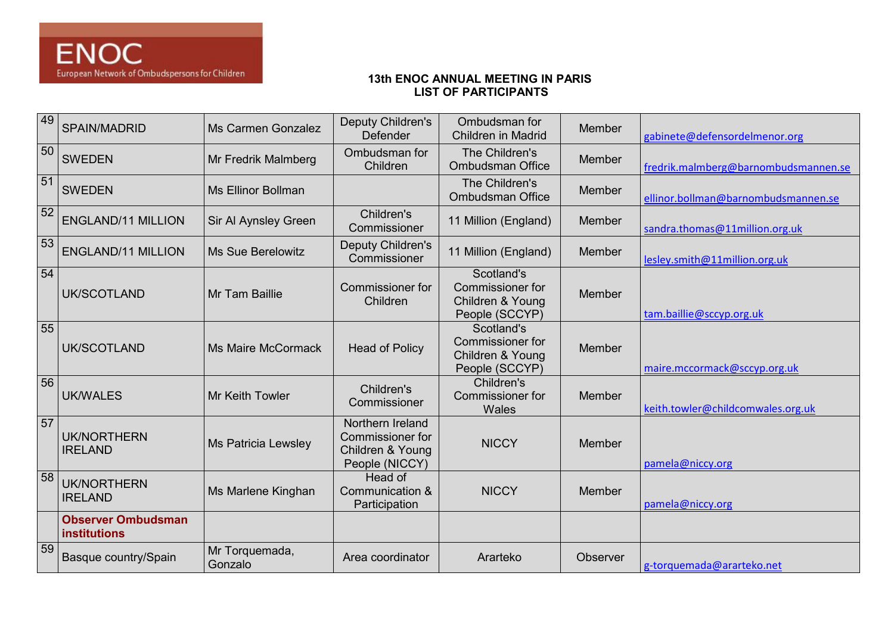ENOC
European Network of Ombudspersons for Children

**13th ENOC ANNUAL MEETING IN PARIS**
**LIST OF PARTICIPANTS**

| | | | | | | |
|---|---|---|---|---|---|---|
| 49 | SPAIN/MADRID | Ms Carmen Gonzalez | Deputy Children's Defender | Ombudsman for Children in Madrid | Member | gabinete@defensordelmenor.org |
| 50 | SWEDEN | Mr Fredrik Malmberg | Ombudsman for Children | The Children's Ombudsman Office | Member | fredrik.malmberg@barnombudsmannen.se |
| 51 | SWEDEN | Ms Ellinor Bollman | | The Children's Ombudsman Office | Member | ellinor.bollman@barnombudsmannen.se |
| 52 | ENGLAND/11 MILLION | Sir Al Aynsley Green | Children's Commissioner | 11 Million (England) | Member | sandra.thomas@11million.org.uk |
| 53 | ENGLAND/11 MILLION | Ms Sue Berelowitz | Deputy Children's Commissioner | 11 Million (England) | Member | lesley.smith@11million.org.uk |
| 54 | UK/SCOTLAND | Mr Tam Baillie | Commissioner for Children | Scotland's Commissioner for Children & Young People (SCCYP) | Member | tam.baillie@sccyp.org.uk |
| 55 | UK/SCOTLAND | Ms Maire McCormack | Head of Policy | Scotland's Commissioner for Children & Young People (SCCYP) | Member | maire.mccormack@sccyp.org.uk |
| 56 | UK/WALES | Mr Keith Towler | Children's Commissioner | Children's Commissioner for Wales | Member | keith.towler@childcomwales.org.uk |
| 57 | UK/NORTHERN IRELAND | Ms Patricia Lewsley | Northern Ireland Commissioner for Children & Young People (NICCY) | NICCY | Member | pamela@niccy.org |
| 58 | UK/NORTHERN IRELAND | Ms Marlene Kinghan | Head of Communication & Participation | NICCY | Member | pamela@niccy.org |
| | **Observer Ombudsman institutions** | | | | | |
| 59 | Basque country/Spain | Mr Torquemada, Gonzalo | Area coordinator | Ararteko | Observer | g-torquemada@ararteko.net |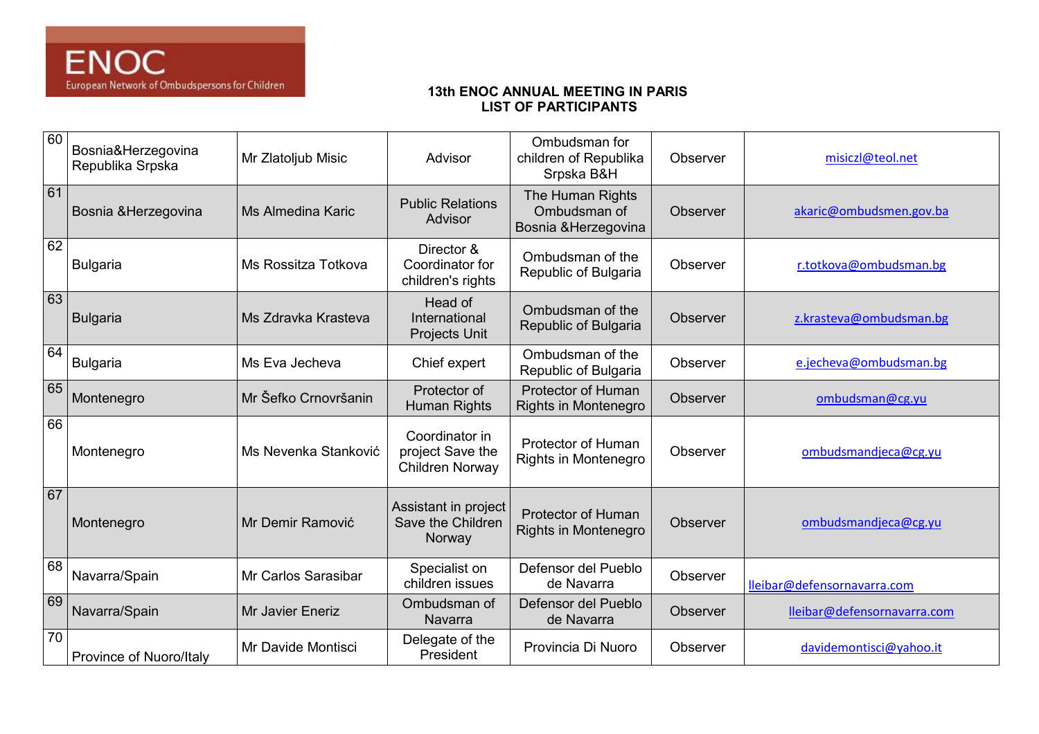# 13th ENOC ANNUAL MEETING IN PARIS
# LIST OF PARTICIPANTS

| | | | | | | |
|---|---|---|---|---|---|---|
| 60 | Bosnia&Herzegovina Republika Srpska | Mr Zlatoljub Misic | Advisor | Ombudsman for children of Republika Srpska B&H | Observer | misiczl@teol.net |
| 61 | Bosnia &Herzegovina | Ms Almedina Karic | Public Relations Advisor | The Human Rights Ombudsman of Bosnia &Herzegovina | Observer | akaric@ombudsmen.gov.ba |
| 62 | Bulgaria | Ms Rossitza Totkova | Director & Coordinator for children's rights | Ombudsman of the Republic of Bulgaria | Observer | r.totkova@ombudsman.bg |
| 63 | Bulgaria | Ms Zdravka Krasteva | Head of International Projects Unit | Ombudsman of the Republic of Bulgaria | Observer | z.krasteva@ombudsman.bg |
| 64 | Bulgaria | Ms Eva Jecheva | Chief expert | Ombudsman of the Republic of Bulgaria | Observer | e.jecheva@ombudsman.bg |
| 65 | Montenegro | Mr Šefko Crnovršanin | Protector of Human Rights | Protector of Human Rights in Montenegro | Observer | ombudsman@cg.yu |
| 66 | Montenegro | Ms Nevenka Stanković | Coordinator in project Save the Children Norway | Protector of Human Rights in Montenegro | Observer | ombudsmandjeca@cg.yu |
| 67 | Montenegro | Mr Demir Ramović | Assistant in project Save the Children Norway | Protector of Human Rights in Montenegro | Observer | ombudsmandjeca@cg.yu |
| 68 | Navarra/Spain | Mr Carlos Sarasibar | Specialist on children issues | Defensor del Pueblo de Navarra | Observer | lleibar@defensornavarra.com |
| 69 | Navarra/Spain | Mr Javier Eneriz | Ombudsman of Navarra | Defensor del Pueblo de Navarra | Observer | lleibar@defensornavarra.com |
| 70 | Province of Nuoro/Italy | Mr Davide Montisci | Delegate of the President | Provincia Di Nuoro | Observer | davidemontisci@yahoo.it |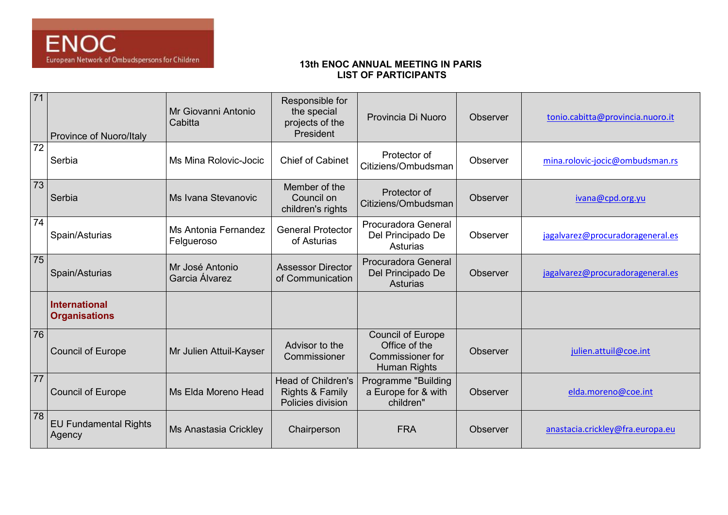ENOC
European Network of Ombudspersons for Children

**13th ENOC ANNUAL MEETING IN PARIS**
**LIST OF PARTICIPANTS**

| | | | | | | |
|---|---|---|---|---|---|---|
| 71 | Province of Nuoro/Italy | Mr Giovanni Antonio Cabitta | Responsible for the special projects of the President | Provincia Di Nuoro | Observer | tonio.cabitta@provincia.nuoro.it |
| 72 | Serbia | Ms Mina Rolovic-Jocic | Chief of Cabinet | Protector of Citiziens/Ombudsman | Observer | mina.rolovic-jocic@ombudsman.rs |
| 73 | Serbia | Ms Ivana Stevanovic | Member of the Council on children's rights | Protector of Citiziens/Ombudsman | Observer | ivana@cpd.org.yu |
| 74 | Spain/Asturias | Ms Antonia Fernandez Felgueroso | General Protector of Asturias | Procuradora General Del Principado De Asturias | Observer | jagalvarez@procuradorageneral.es |
| 75 | Spain/Asturias | Mr José Antonio Garcia Álvarez | Assessor Director of Communication | Procuradora General Del Principado De Asturias | Observer | jagalvarez@procuradorageneral.es |
| | **International Organisations** | | | | | |
| 76 | Council of Europe | Mr Julien Attuil-Kayser | Advisor to the Commissioner | Council of Europe Office of the Commissioner for Human Rights | Observer | julien.attuil@coe.int |
| 77 | Council of Europe | Ms Elda Moreno Head | Head of Children's Rights & Family Policies division | Programme "Building a Europe for & with children" | Observer | elda.moreno@coe.int |
| 78 | EU Fundamental Rights Agency | Ms Anastasia Crickley | Chairperson | FRA | Observer | anastacia.crickley@fra.europa.eu |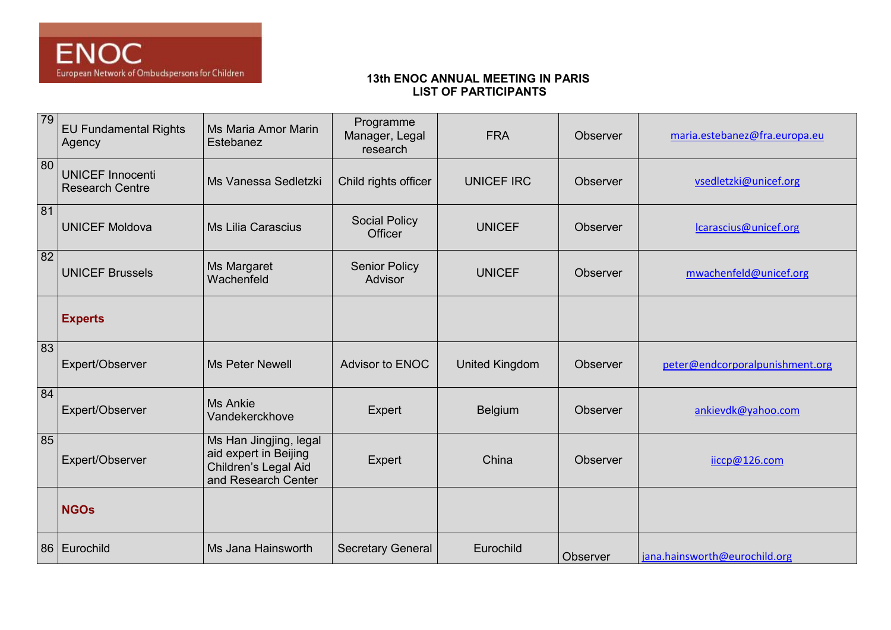# 13th ENOC ANNUAL MEETING IN PARIS
## LIST OF PARTICIPANTS

| | | | | | | |
|---|---|---|---|---|---|---|
| 79 | EU Fundamental Rights Agency | Ms Maria Amor Marin Estebanez | Programme Manager, Legal research | FRA | Observer | maria.estebanez@fra.europa.eu |
| 80 | UNICEF Innocenti Research Centre | Ms Vanessa Sedletzki | Child rights officer | UNICEF IRC | Observer | vsedletzki@unicef.org |
| 81 | UNICEF Moldova | Ms Lilia Carascius | Social Policy Officer | UNICEF | Observer | lcarascius@unicef.org |
| 82 | UNICEF Brussels | Ms Margaret Wachenfeld | Senior Policy Advisor | UNICEF | Observer | mwachenfeld@unicef.org |
| | **Experts** | | | | | |
| 83 | Expert/Observer | Ms Peter Newell | Advisor to ENOC | United Kingdom | Observer | peter@endcorporalpunishment.org |
| 84 | Expert/Observer | Ms Ankie Vandekerckhove | Expert | Belgium | Observer | ankievdk@yahoo.com |
| 85 | Expert/Observer | Ms Han Jingjing, legal aid expert in Beijing Children's Legal Aid and Research Center | Expert | China | Observer | iiccp@126.com |
| | **NGOs** | | | | | |
| 86 | Eurochild | Ms Jana Hainsworth | Secretary General | Eurochild | Observer | jana.hainsworth@eurochild.org |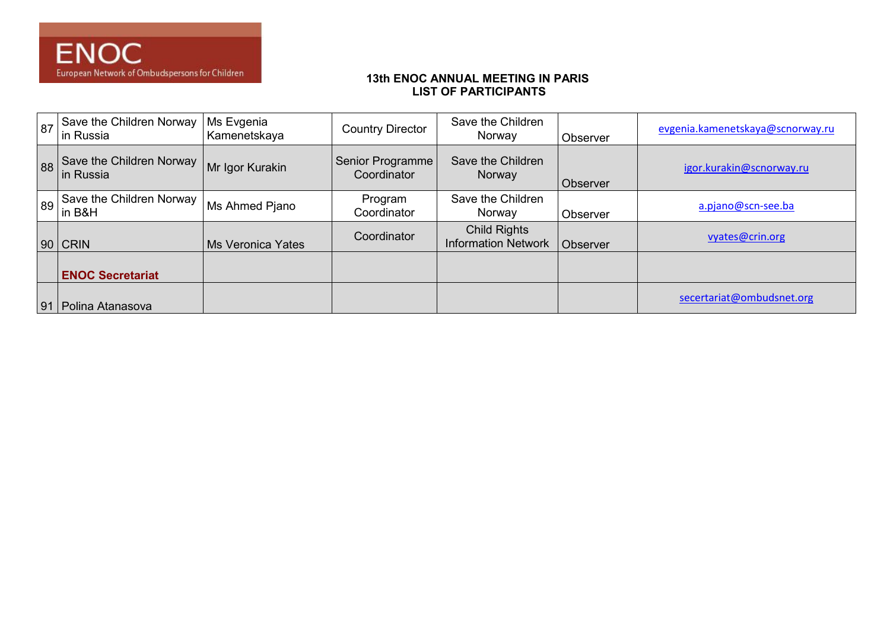ENOC
European Network of Ombudspersons for Children

**13th ENOC ANNUAL MEETING IN PARIS**
**LIST OF PARTICIPANTS**

| | | | | | | |
|---|---|---|---|---|---|---|
| 87 | Save the Children Norway in Russia | Ms Evgenia Kamenetskaya | Country Director | Save the Children Norway | Observer | evgenia.kamenetskaya@scnorway.ru |
| 88 | Save the Children Norway in Russia | Mr Igor Kurakin | Senior Programme Coordinator | Save the Children Norway | Observer | igor.kurakin@scnorway.ru |
| 89 | Save the Children Norway in B&H | Ms Ahmed Pjano | Program Coordinator | Save the Children Norway | Observer | a.pjano@scn-see.ba |
| 90 | CRIN | Ms Veronica Yates | Coordinator | Child Rights Information Network | Observer | vyates@crin.org |
| | **ENOC Secretariat** | | | | | |
| 91 | Polina Atanasova | | | | | secertariat@ombudsnet.org |